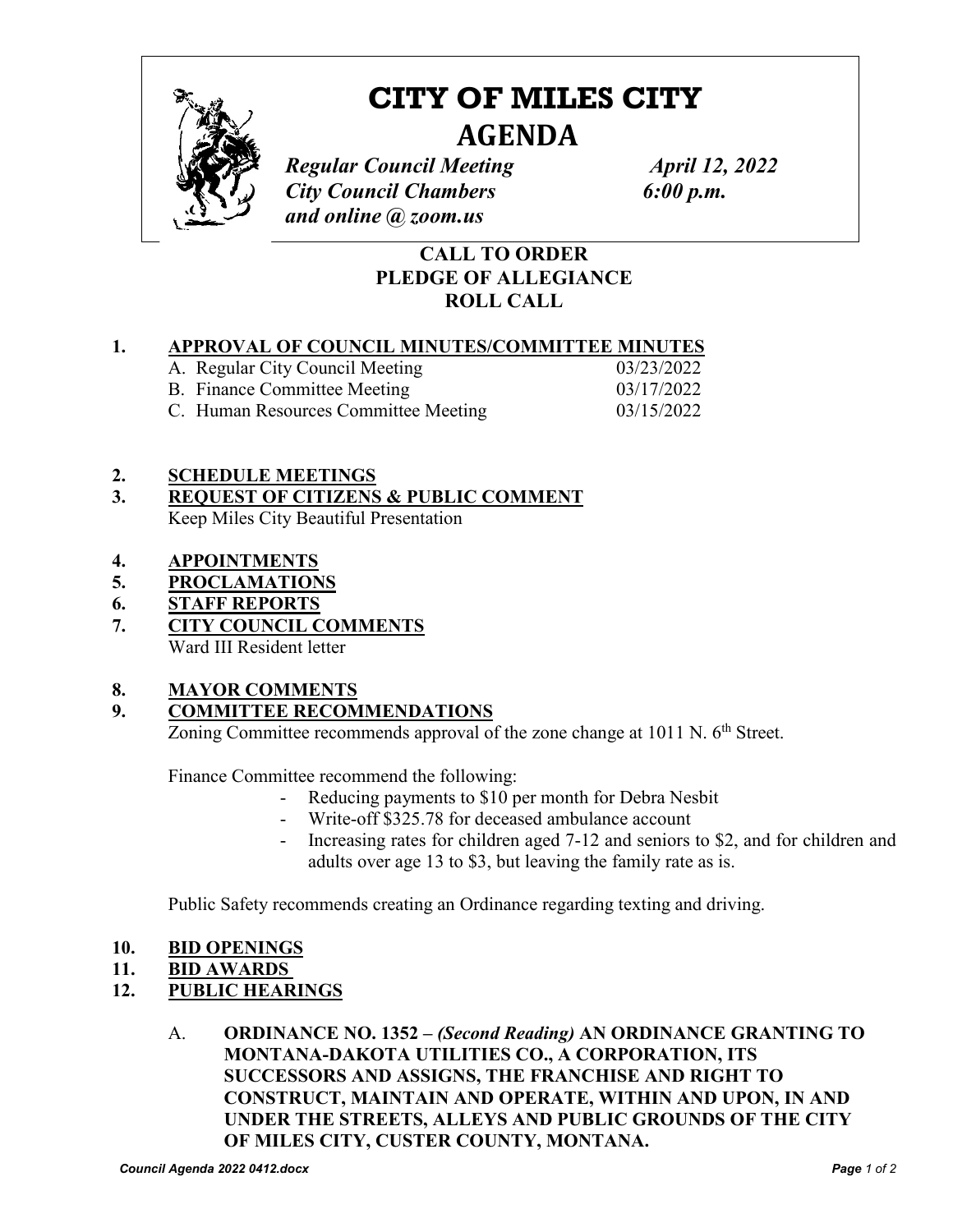# CITY OF MILES CITY

## AGENDA

*Regular Council Meeting* *April 12, 2022*
*City Council Chambers* *6:00 p.m.*
*and online @ zoom.us*

**CALL TO ORDER**
**PLEDGE OF ALLEGIANCE**
**ROLL CALL**

**1. APPROVAL OF COUNCIL MINUTES/COMMITTEE MINUTES**

| | |
|---|---|
| A. Regular City Council Meeting | 03/23/2022 |
| B. Finance Committee Meeting | 03/17/2022 |
| C. Human Resources Committee Meeting | 03/15/2022 |

**2. SCHEDULE MEETINGS**

**3. REQUEST OF CITIZENS & PUBLIC COMMENT**

Keep Miles City Beautiful Presentation

**4. APPOINTMENTS**

**5. PROCLAMATIONS**

**6. STAFF REPORTS**

**7. CITY COUNCIL COMMENTS**

Ward III Resident letter

**8. MAYOR COMMENTS**

**9. COMMITTEE RECOMMENDATIONS**

Zoning Committee recommends approval of the zone change at 1011 N. 6th Street.

Finance Committee recommend the following:

- Reducing payments to $10 per month for Debra Nesbit
- Write-off $325.78 for deceased ambulance account
- Increasing rates for children aged 7-12 and seniors to $2, and for children and adults over age 13 to $3, but leaving the family rate as is.

Public Safety recommends creating an Ordinance regarding texting and driving.

**10. BID OPENINGS**

**11. BID AWARDS**

**12. PUBLIC HEARINGS**

A. **ORDINANCE NO. 1352 –** ***(Second Reading)*** **AN ORDINANCE GRANTING TO MONTANA-DAKOTA UTILITIES CO., A CORPORATION, ITS SUCCESSORS AND ASSIGNS, THE FRANCHISE AND RIGHT TO CONSTRUCT, MAINTAIN AND OPERATE, WITHIN AND UPON, IN AND UNDER THE STREETS, ALLEYS AND PUBLIC GROUNDS OF THE CITY OF MILES CITY, CUSTER COUNTY, MONTANA.**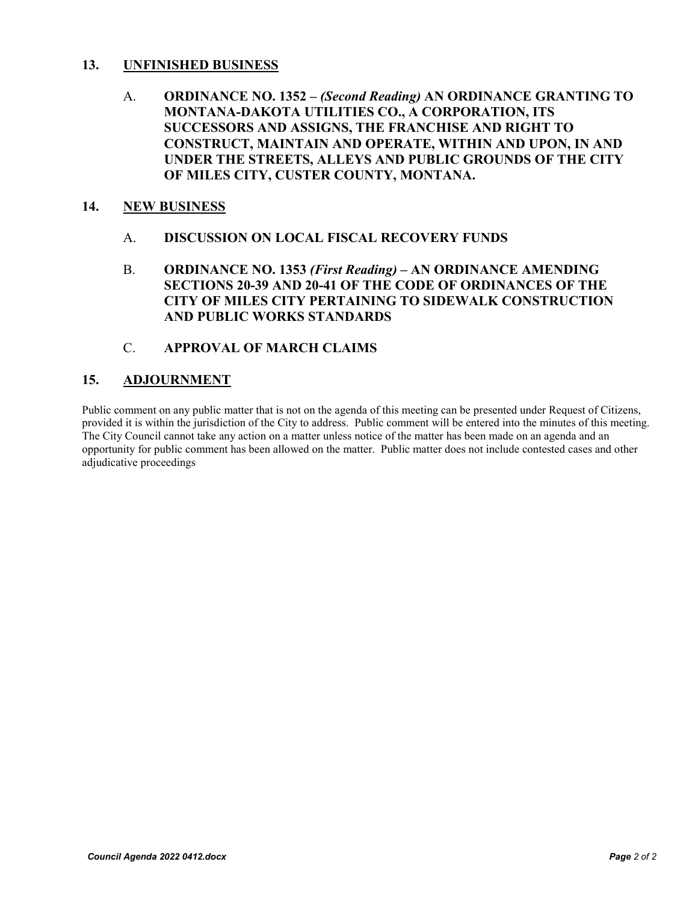## 13. UNFINISHED BUSINESS

A. **ORDINANCE NO. 1352 – *(Second Reading)* AN ORDINANCE GRANTING TO MONTANA-DAKOTA UTILITIES CO., A CORPORATION, ITS SUCCESSORS AND ASSIGNS, THE FRANCHISE AND RIGHT TO CONSTRUCT, MAINTAIN AND OPERATE, WITHIN AND UPON, IN AND UNDER THE STREETS, ALLEYS AND PUBLIC GROUNDS OF THE CITY OF MILES CITY, CUSTER COUNTY, MONTANA.**

## 14. NEW BUSINESS

A. **DISCUSSION ON LOCAL FISCAL RECOVERY FUNDS**

B. **ORDINANCE NO. 1353 *(First Reading)* – AN ORDINANCE AMENDING SECTIONS 20-39 AND 20-41 OF THE CODE OF ORDINANCES OF THE CITY OF MILES CITY PERTAINING TO SIDEWALK CONSTRUCTION AND PUBLIC WORKS STANDARDS**

C. **APPROVAL OF MARCH CLAIMS**

## 15. ADJOURNMENT

Public comment on any public matter that is not on the agenda of this meeting can be presented under Request of Citizens, provided it is within the jurisdiction of the City to address. Public comment will be entered into the minutes of this meeting. The City Council cannot take any action on a matter unless notice of the matter has been made on an agenda and an opportunity for public comment has been allowed on the matter. Public matter does not include contested cases and other adjudicative proceedings